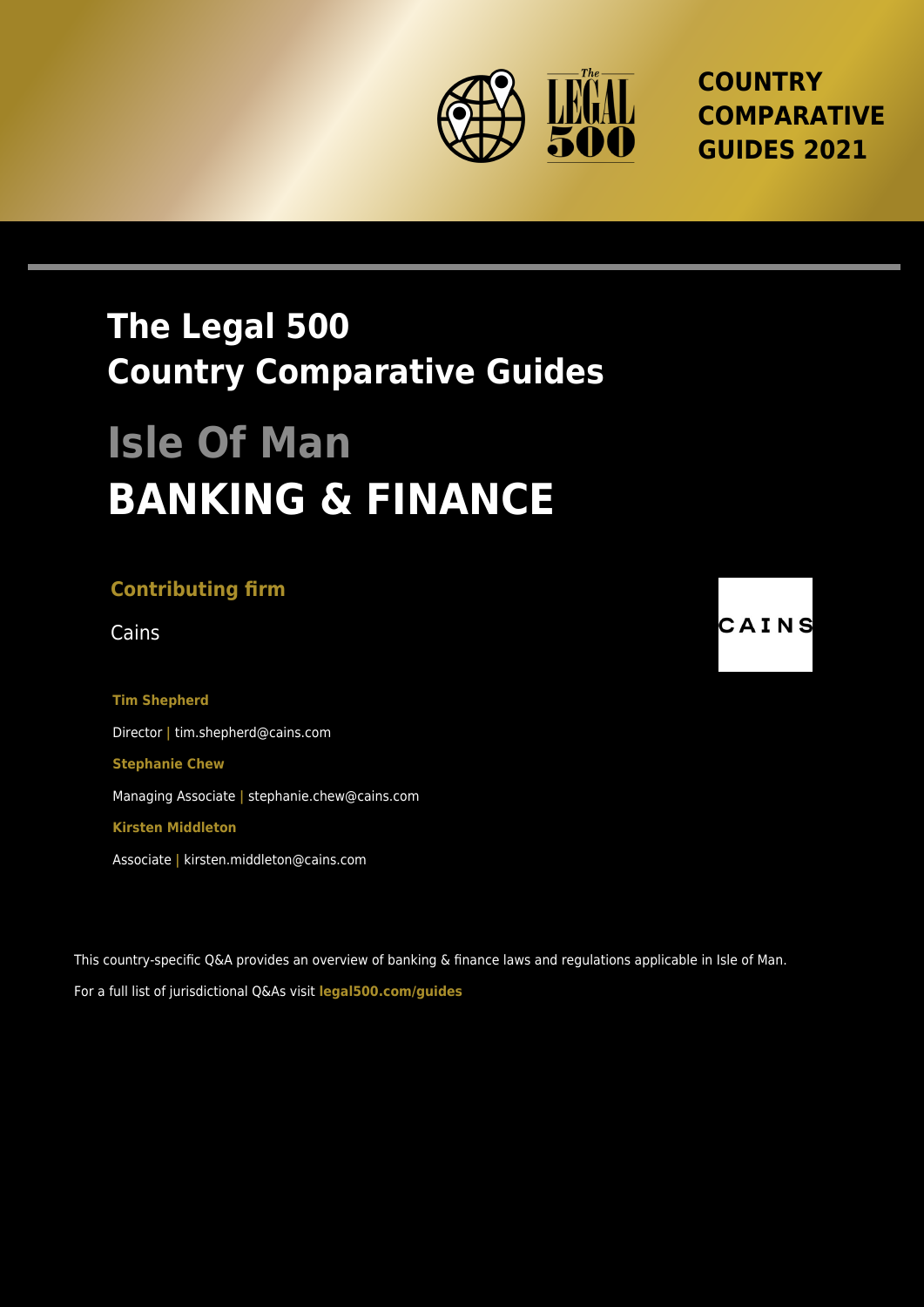COUNTRY COMPARATIVE GUIDES 2021

# The Legal 500 Country Comparative Guides

## Isle Of Man

# BANKING & FINANCE

**Contributing firm**

Cains

**Tim Shepherd**

Director | tim.shepherd@cains.com

**Stephanie Chew**

Managing Associate | stephanie.chew@cains.com

**Kirsten Middleton**

Associate | kirsten.middleton@cains.com

This country-specific Q&A provides an overview of banking & finance laws and regulations applicable in Isle of Man.

For a full list of jurisdictional Q&As visit **legal500.com/guides**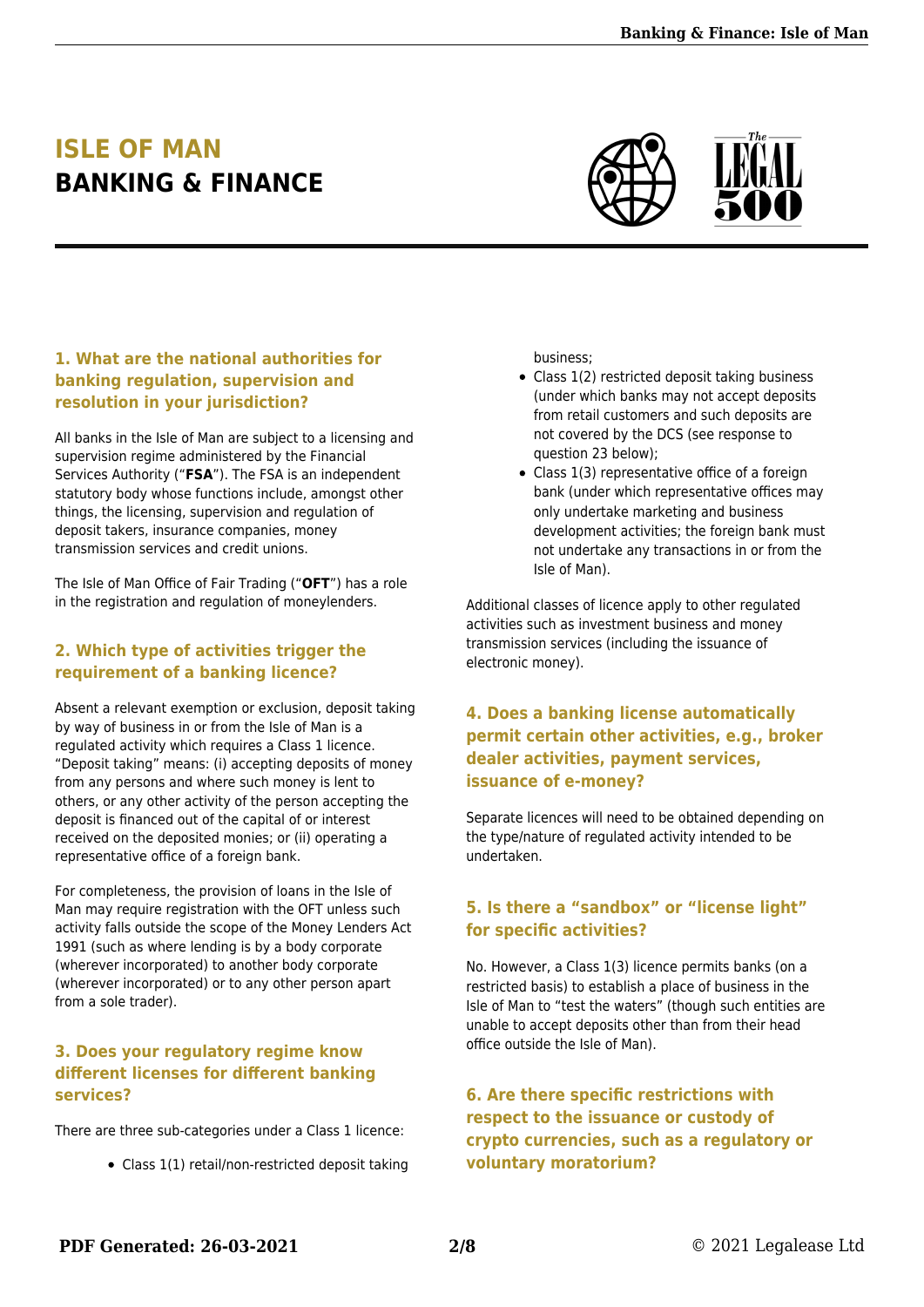# ISLE OF MAN
## BANKING & FINANCE

### 1. What are the national authorities for banking regulation, supervision and resolution in your jurisdiction?

All banks in the Isle of Man are subject to a licensing and supervision regime administered by the Financial Services Authority ("**FSA**"). The FSA is an independent statutory body whose functions include, amongst other things, the licensing, supervision and regulation of deposit takers, insurance companies, money transmission services and credit unions.

The Isle of Man Office of Fair Trading ("**OFT**") has a role in the registration and regulation of moneylenders.

### 2. Which type of activities trigger the requirement of a banking licence?

Absent a relevant exemption or exclusion, deposit taking by way of business in or from the Isle of Man is a regulated activity which requires a Class 1 licence. "Deposit taking" means: (i) accepting deposits of money from any persons and where such money is lent to others, or any other activity of the person accepting the deposit is financed out of the capital of or interest received on the deposited monies; or (ii) operating a representative office of a foreign bank.

For completeness, the provision of loans in the Isle of Man may require registration with the OFT unless such activity falls outside the scope of the Money Lenders Act 1991 (such as where lending is by a body corporate (wherever incorporated) to another body corporate (wherever incorporated) or to any other person apart from a sole trader).

### 3. Does your regulatory regime know different licenses for different banking services?

There are three sub-categories under a Class 1 licence:

- Class 1(1) retail/non-restricted deposit taking business;
- Class 1(2) restricted deposit taking business (under which banks may not accept deposits from retail customers and such deposits are not covered by the DCS (see response to question 23 below);
- Class 1(3) representative office of a foreign bank (under which representative offices may only undertake marketing and business development activities; the foreign bank must not undertake any transactions in or from the Isle of Man).

Additional classes of licence apply to other regulated activities such as investment business and money transmission services (including the issuance of electronic money).

### 4. Does a banking license automatically permit certain other activities, e.g., broker dealer activities, payment services, issuance of e-money?

Separate licences will need to be obtained depending on the type/nature of regulated activity intended to be undertaken.

### 5. Is there a "sandbox" or "license light" for specific activities?

No. However, a Class 1(3) licence permits banks (on a restricted basis) to establish a place of business in the Isle of Man to "test the waters" (though such entities are unable to accept deposits other than from their head office outside the Isle of Man).

### 6. Are there specific restrictions with respect to the issuance or custody of crypto currencies, such as a regulatory or voluntary moratorium?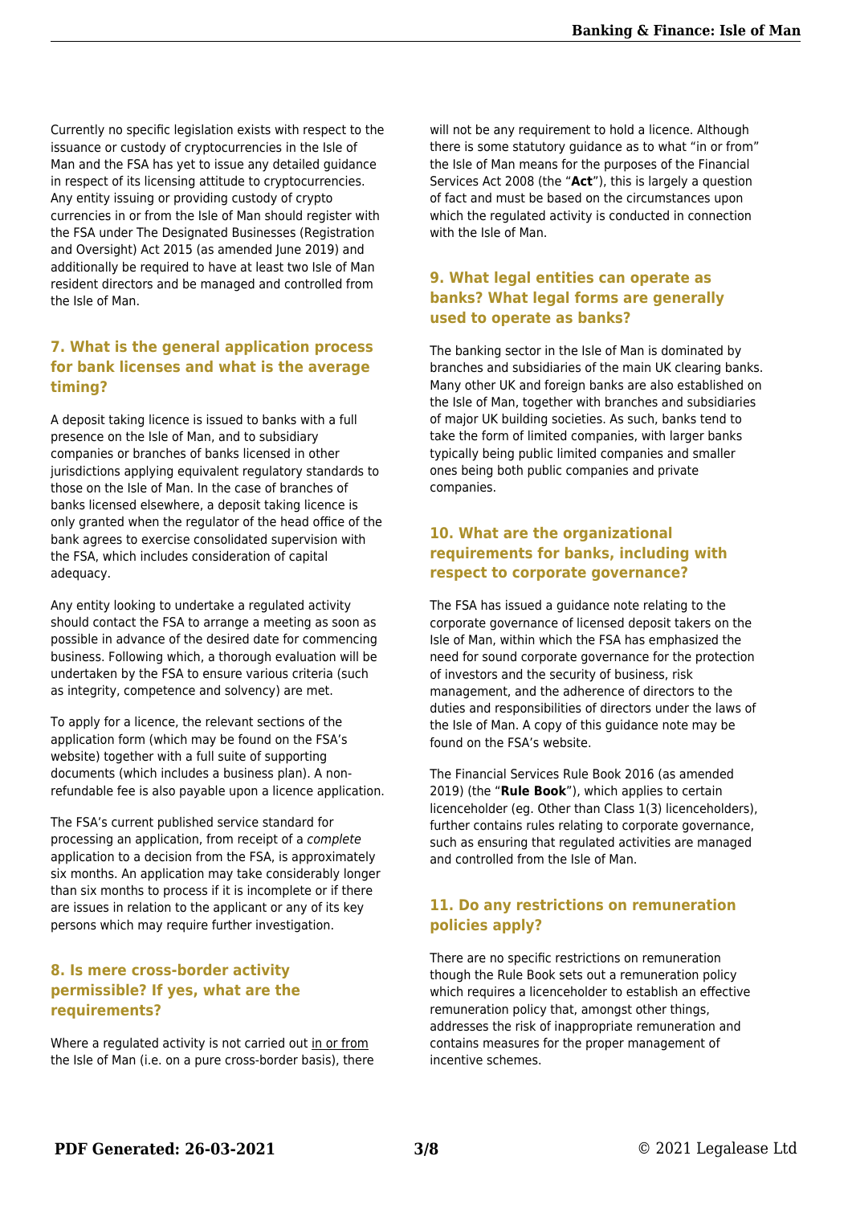Currently no specific legislation exists with respect to the issuance or custody of cryptocurrencies in the Isle of Man and the FSA has yet to issue any detailed guidance in respect of its licensing attitude to cryptocurrencies. Any entity issuing or providing custody of crypto currencies in or from the Isle of Man should register with the FSA under The Designated Businesses (Registration and Oversight) Act 2015 (as amended June 2019) and additionally be required to have at least two Isle of Man resident directors and be managed and controlled from the Isle of Man.

### 7. What is the general application process for bank licenses and what is the average timing?

A deposit taking licence is issued to banks with a full presence on the Isle of Man, and to subsidiary companies or branches of banks licensed in other jurisdictions applying equivalent regulatory standards to those on the Isle of Man. In the case of branches of banks licensed elsewhere, a deposit taking licence is only granted when the regulator of the head office of the bank agrees to exercise consolidated supervision with the FSA, which includes consideration of capital adequacy.

Any entity looking to undertake a regulated activity should contact the FSA to arrange a meeting as soon as possible in advance of the desired date for commencing business. Following which, a thorough evaluation will be undertaken by the FSA to ensure various criteria (such as integrity, competence and solvency) are met.

To apply for a licence, the relevant sections of the application form (which may be found on the FSA's website) together with a full suite of supporting documents (which includes a business plan). A non-refundable fee is also payable upon a licence application.

The FSA's current published service standard for processing an application, from receipt of a *complete* application to a decision from the FSA, is approximately six months. An application may take considerably longer than six months to process if it is incomplete or if there are issues in relation to the applicant or any of its key persons which may require further investigation.

### 8. Is mere cross-border activity permissible? If yes, what are the requirements?

Where a regulated activity is not carried out in or from the Isle of Man (i.e. on a pure cross-border basis), there will not be any requirement to hold a licence. Although there is some statutory guidance as to what "in or from" the Isle of Man means for the purposes of the Financial Services Act 2008 (the "**Act**"), this is largely a question of fact and must be based on the circumstances upon which the regulated activity is conducted in connection with the Isle of Man.

### 9. What legal entities can operate as banks? What legal forms are generally used to operate as banks?

The banking sector in the Isle of Man is dominated by branches and subsidiaries of the main UK clearing banks. Many other UK and foreign banks are also established on the Isle of Man, together with branches and subsidiaries of major UK building societies. As such, banks tend to take the form of limited companies, with larger banks typically being public limited companies and smaller ones being both public companies and private companies.

### 10. What are the organizational requirements for banks, including with respect to corporate governance?

The FSA has issued a guidance note relating to the corporate governance of licensed deposit takers on the Isle of Man, within which the FSA has emphasized the need for sound corporate governance for the protection of investors and the security of business, risk management, and the adherence of directors to the duties and responsibilities of directors under the laws of the Isle of Man. A copy of this guidance note may be found on the FSA's website.

The Financial Services Rule Book 2016 (as amended 2019) (the "**Rule Book**"), which applies to certain licenceholder (eg. Other than Class 1(3) licenceholders), further contains rules relating to corporate governance, such as ensuring that regulated activities are managed and controlled from the Isle of Man.

### 11. Do any restrictions on remuneration policies apply?

There are no specific restrictions on remuneration though the Rule Book sets out a remuneration policy which requires a licenceholder to establish an effective remuneration policy that, amongst other things, addresses the risk of inappropriate remuneration and contains measures for the proper management of incentive schemes.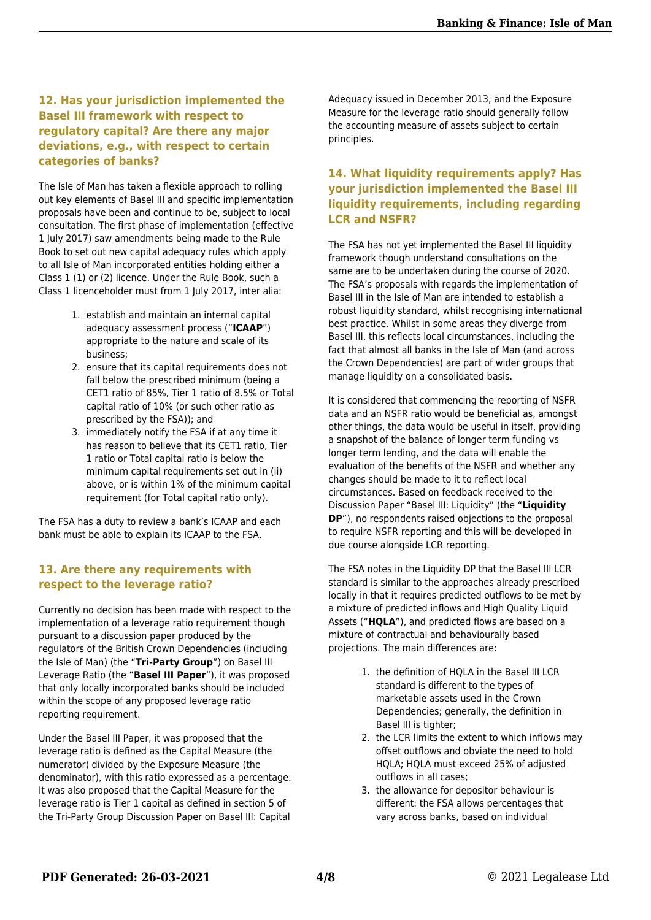## 12. Has your jurisdiction implemented the Basel III framework with respect to regulatory capital? Are there any major deviations, e.g., with respect to certain categories of banks?

The Isle of Man has taken a flexible approach to rolling out key elements of Basel III and specific implementation proposals have been and continue to be, subject to local consultation. The first phase of implementation (effective 1 July 2017) saw amendments being made to the Rule Book to set out new capital adequacy rules which apply to all Isle of Man incorporated entities holding either a Class 1 (1) or (2) licence. Under the Rule Book, such a Class 1 licenceholder must from 1 July 2017, inter alia:

1. establish and maintain an internal capital adequacy assessment process ("**ICAAP**") appropriate to the nature and scale of its business;
2. ensure that its capital requirements does not fall below the prescribed minimum (being a CET1 ratio of 85%, Tier 1 ratio of 8.5% or Total capital ratio of 10% (or such other ratio as prescribed by the FSA)); and
3. immediately notify the FSA if at any time it has reason to believe that its CET1 ratio, Tier 1 ratio or Total capital ratio is below the minimum capital requirements set out in (ii) above, or is within 1% of the minimum capital requirement (for Total capital ratio only).

The FSA has a duty to review a bank's ICAAP and each bank must be able to explain its ICAAP to the FSA.

## 13. Are there any requirements with respect to the leverage ratio?

Currently no decision has been made with respect to the implementation of a leverage ratio requirement though pursuant to a discussion paper produced by the regulators of the British Crown Dependencies (including the Isle of Man) (the "**Tri-Party Group**") on Basel III Leverage Ratio (the "**Basel III Paper**"), it was proposed that only locally incorporated banks should be included within the scope of any proposed leverage ratio reporting requirement.

Under the Basel III Paper, it was proposed that the leverage ratio is defined as the Capital Measure (the numerator) divided by the Exposure Measure (the denominator), with this ratio expressed as a percentage. It was also proposed that the Capital Measure for the leverage ratio is Tier 1 capital as defined in section 5 of the Tri-Party Group Discussion Paper on Basel III: Capital Adequacy issued in December 2013, and the Exposure Measure for the leverage ratio should generally follow the accounting measure of assets subject to certain principles.

## 14. What liquidity requirements apply? Has your jurisdiction implemented the Basel III liquidity requirements, including regarding LCR and NSFR?

The FSA has not yet implemented the Basel III liquidity framework though understand consultations on the same are to be undertaken during the course of 2020. The FSA's proposals with regards the implementation of Basel III in the Isle of Man are intended to establish a robust liquidity standard, whilst recognising international best practice. Whilst in some areas they diverge from Basel III, this reflects local circumstances, including the fact that almost all banks in the Isle of Man (and across the Crown Dependencies) are part of wider groups that manage liquidity on a consolidated basis.

It is considered that commencing the reporting of NSFR data and an NSFR ratio would be beneficial as, amongst other things, the data would be useful in itself, providing a snapshot of the balance of longer term funding vs longer term lending, and the data will enable the evaluation of the benefits of the NSFR and whether any changes should be made to it to reflect local circumstances. Based on feedback received to the Discussion Paper "Basel III: Liquidity" (the "**Liquidity DP**"), no respondents raised objections to the proposal to require NSFR reporting and this will be developed in due course alongside LCR reporting.

The FSA notes in the Liquidity DP that the Basel III LCR standard is similar to the approaches already prescribed locally in that it requires predicted outflows to be met by a mixture of predicted inflows and High Quality Liquid Assets ("**HQLA**"), and predicted flows are based on a mixture of contractual and behaviourally based projections. The main differences are:

1. the definition of HQLA in the Basel III LCR standard is different to the types of marketable assets used in the Crown Dependencies; generally, the definition in Basel III is tighter;
2. the LCR limits the extent to which inflows may offset outflows and obviate the need to hold HQLA; HQLA must exceed 25% of adjusted outflows in all cases;
3. the allowance for depositor behaviour is different: the FSA allows percentages that vary across banks, based on individual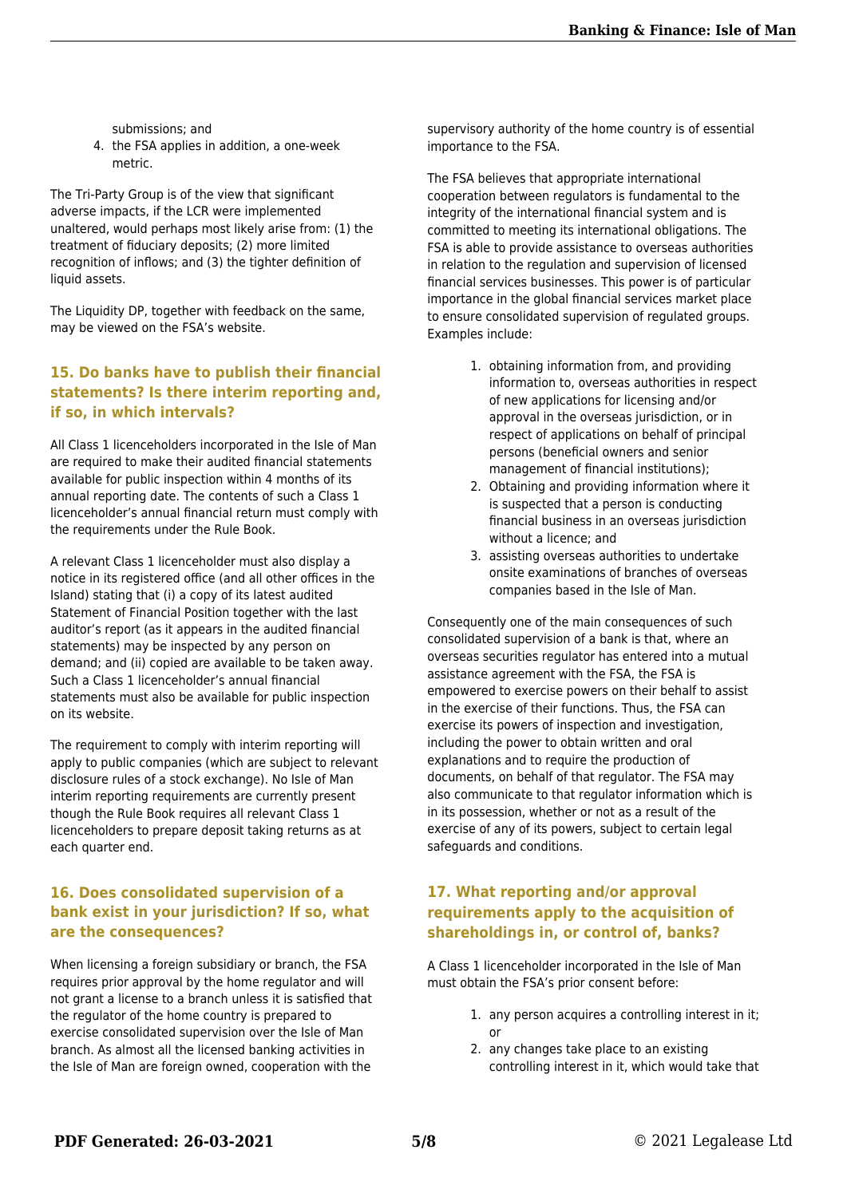submissions; and

4. the FSA applies in addition, a one-week metric.

The Tri-Party Group is of the view that significant adverse impacts, if the LCR were implemented unaltered, would perhaps most likely arise from: (1) the treatment of fiduciary deposits; (2) more limited recognition of inflows; and (3) the tighter definition of liquid assets.

The Liquidity DP, together with feedback on the same, may be viewed on the FSA's website.

## 15. Do banks have to publish their financial statements? Is there interim reporting and, if so, in which intervals?

All Class 1 licenceholders incorporated in the Isle of Man are required to make their audited financial statements available for public inspection within 4 months of its annual reporting date. The contents of such a Class 1 licenceholder's annual financial return must comply with the requirements under the Rule Book.

A relevant Class 1 licenceholder must also display a notice in its registered office (and all other offices in the Island) stating that (i) a copy of its latest audited Statement of Financial Position together with the last auditor's report (as it appears in the audited financial statements) may be inspected by any person on demand; and (ii) copied are available to be taken away. Such a Class 1 licenceholder's annual financial statements must also be available for public inspection on its website.

The requirement to comply with interim reporting will apply to public companies (which are subject to relevant disclosure rules of a stock exchange). No Isle of Man interim reporting requirements are currently present though the Rule Book requires all relevant Class 1 licenceholders to prepare deposit taking returns as at each quarter end.

## 16. Does consolidated supervision of a bank exist in your jurisdiction? If so, what are the consequences?

When licensing a foreign subsidiary or branch, the FSA requires prior approval by the home regulator and will not grant a license to a branch unless it is satisfied that the regulator of the home country is prepared to exercise consolidated supervision over the Isle of Man branch. As almost all the licensed banking activities in the Isle of Man are foreign owned, cooperation with the supervisory authority of the home country is of essential importance to the FSA.

The FSA believes that appropriate international cooperation between regulators is fundamental to the integrity of the international financial system and is committed to meeting its international obligations. The FSA is able to provide assistance to overseas authorities in relation to the regulation and supervision of licensed financial services businesses. This power is of particular importance in the global financial services market place to ensure consolidated supervision of regulated groups. Examples include:

1. obtaining information from, and providing information to, overseas authorities in respect of new applications for licensing and/or approval in the overseas jurisdiction, or in respect of applications on behalf of principal persons (beneficial owners and senior management of financial institutions);
2. Obtaining and providing information where it is suspected that a person is conducting financial business in an overseas jurisdiction without a licence; and
3. assisting overseas authorities to undertake onsite examinations of branches of overseas companies based in the Isle of Man.

Consequently one of the main consequences of such consolidated supervision of a bank is that, where an overseas securities regulator has entered into a mutual assistance agreement with the FSA, the FSA is empowered to exercise powers on their behalf to assist in the exercise of their functions. Thus, the FSA can exercise its powers of inspection and investigation, including the power to obtain written and oral explanations and to require the production of documents, on behalf of that regulator. The FSA may also communicate to that regulator information which is in its possession, whether or not as a result of the exercise of any of its powers, subject to certain legal safeguards and conditions.

## 17. What reporting and/or approval requirements apply to the acquisition of shareholdings in, or control of, banks?

A Class 1 licenceholder incorporated in the Isle of Man must obtain the FSA's prior consent before:

1. any person acquires a controlling interest in it; or
2. any changes take place to an existing controlling interest in it, which would take that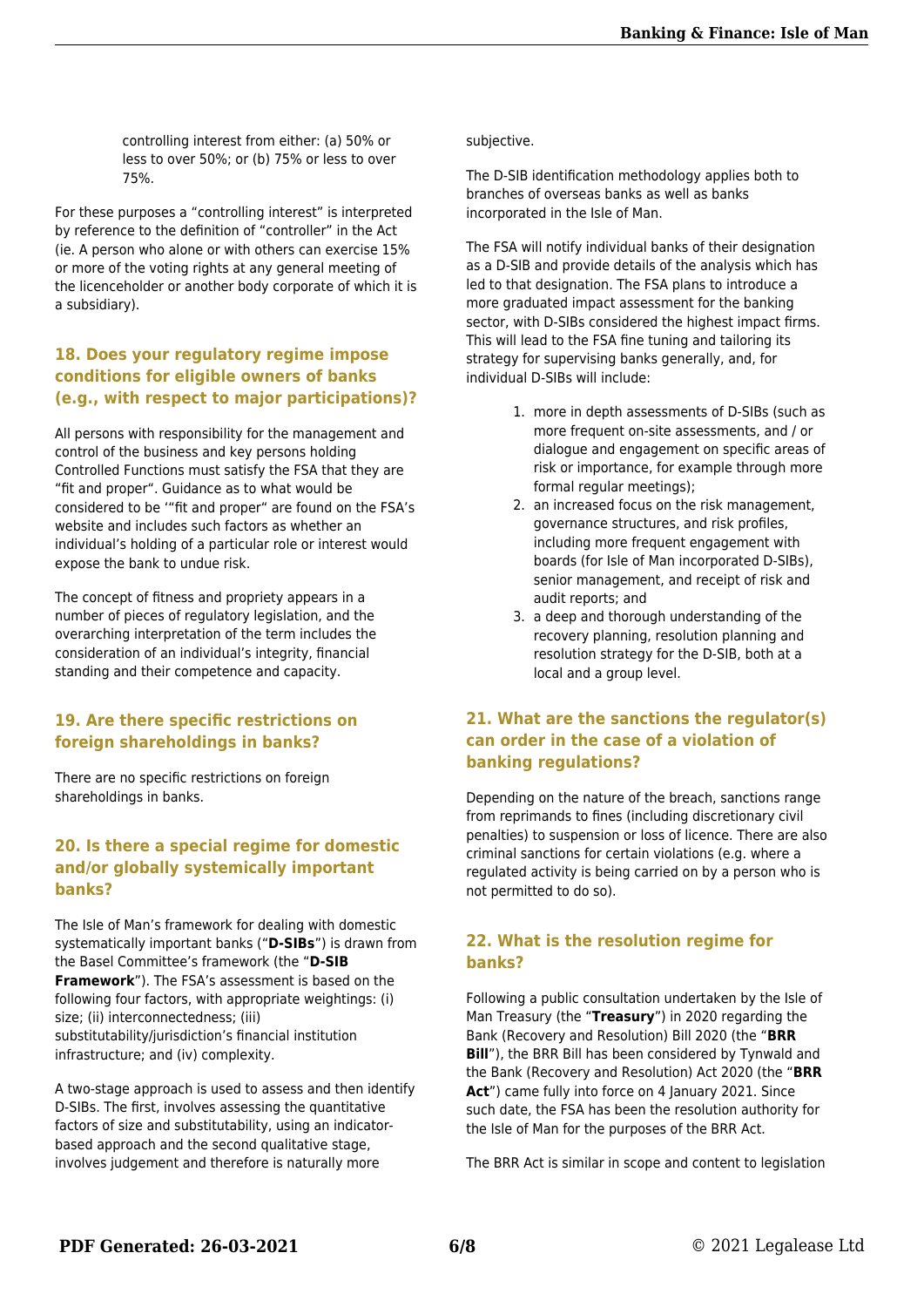controlling interest from either: (a) 50% or less to over 50%; or (b) 75% or less to over 75%.

For these purposes a "controlling interest" is interpreted by reference to the definition of "controller" in the Act (ie. A person who alone or with others can exercise 15% or more of the voting rights at any general meeting of the licenceholder or another body corporate of which it is a subsidiary).

### 18. Does your regulatory regime impose conditions for eligible owners of banks (e.g., with respect to major participations)?

All persons with responsibility for the management and control of the business and key persons holding Controlled Functions must satisfy the FSA that they are "fit and proper". Guidance as to what would be considered to be '"fit and proper" are found on the FSA's website and includes such factors as whether an individual's holding of a particular role or interest would expose the bank to undue risk.

The concept of fitness and propriety appears in a number of pieces of regulatory legislation, and the overarching interpretation of the term includes the consideration of an individual's integrity, financial standing and their competence and capacity.

### 19. Are there specific restrictions on foreign shareholdings in banks?

There are no specific restrictions on foreign shareholdings in banks.

### 20. Is there a special regime for domestic and/or globally systemically important banks?

The Isle of Man's framework for dealing with domestic systematically important banks ("**D-SIBs**") is drawn from the Basel Committee's framework (the "**D-SIB Framework**"). The FSA's assessment is based on the following four factors, with appropriate weightings: (i) size; (ii) interconnectedness; (iii) substitutability/jurisdiction's financial institution infrastructure; and (iv) complexity.

A two-stage approach is used to assess and then identify D-SIBs. The first, involves assessing the quantitative factors of size and substitutability, using an indicator-based approach and the second qualitative stage, involves judgement and therefore is naturally more subjective.

The D-SIB identification methodology applies both to branches of overseas banks as well as banks incorporated in the Isle of Man.

The FSA will notify individual banks of their designation as a D-SIB and provide details of the analysis which has led to that designation. The FSA plans to introduce a more graduated impact assessment for the banking sector, with D-SIBs considered the highest impact firms. This will lead to the FSA fine tuning and tailoring its strategy for supervising banks generally, and, for individual D-SIBs will include:

1. more in depth assessments of D-SIBs (such as more frequent on-site assessments, and / or dialogue and engagement on specific areas of risk or importance, for example through more formal regular meetings);
2. an increased focus on the risk management, governance structures, and risk profiles, including more frequent engagement with boards (for Isle of Man incorporated D-SIBs), senior management, and receipt of risk and audit reports; and
3. a deep and thorough understanding of the recovery planning, resolution planning and resolution strategy for the D-SIB, both at a local and a group level.

### 21. What are the sanctions the regulator(s) can order in the case of a violation of banking regulations?

Depending on the nature of the breach, sanctions range from reprimands to fines (including discretionary civil penalties) to suspension or loss of licence. There are also criminal sanctions for certain violations (e.g. where a regulated activity is being carried on by a person who is not permitted to do so).

### 22. What is the resolution regime for banks?

Following a public consultation undertaken by the Isle of Man Treasury (the "**Treasury**") in 2020 regarding the Bank (Recovery and Resolution) Bill 2020 (the "**BRR Bill**"), the BRR Bill has been considered by Tynwald and the Bank (Recovery and Resolution) Act 2020 (the "**BRR Act**") came fully into force on 4 January 2021. Since such date, the FSA has been the resolution authority for the Isle of Man for the purposes of the BRR Act.

The BRR Act is similar in scope and content to legislation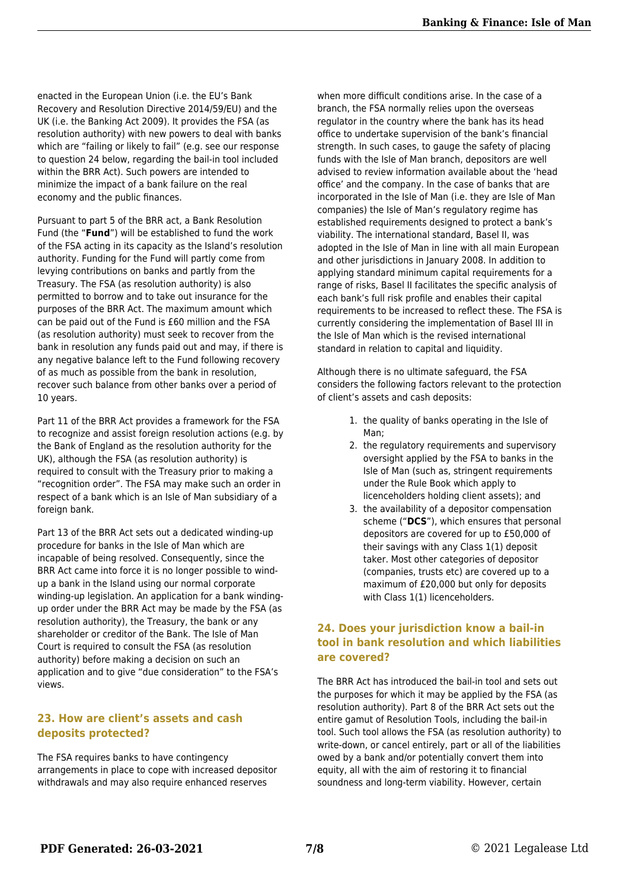enacted in the European Union (i.e. the EU's Bank Recovery and Resolution Directive 2014/59/EU) and the UK (i.e. the Banking Act 2009). It provides the FSA (as resolution authority) with new powers to deal with banks which are "failing or likely to fail" (e.g. see our response to question 24 below, regarding the bail-in tool included within the BRR Act). Such powers are intended to minimize the impact of a bank failure on the real economy and the public finances.

Pursuant to part 5 of the BRR act, a Bank Resolution Fund (the "**Fund**") will be established to fund the work of the FSA acting in its capacity as the Island's resolution authority. Funding for the Fund will partly come from levying contributions on banks and partly from the Treasury. The FSA (as resolution authority) is also permitted to borrow and to take out insurance for the purposes of the BRR Act. The maximum amount which can be paid out of the Fund is £60 million and the FSA (as resolution authority) must seek to recover from the bank in resolution any funds paid out and may, if there is any negative balance left to the Fund following recovery of as much as possible from the bank in resolution, recover such balance from other banks over a period of 10 years.

Part 11 of the BRR Act provides a framework for the FSA to recognize and assist foreign resolution actions (e.g. by the Bank of England as the resolution authority for the UK), although the FSA (as resolution authority) is required to consult with the Treasury prior to making a "recognition order". The FSA may make such an order in respect of a bank which is an Isle of Man subsidiary of a foreign bank.

Part 13 of the BRR Act sets out a dedicated winding-up procedure for banks in the Isle of Man which are incapable of being resolved. Consequently, since the BRR Act came into force it is no longer possible to wind-up a bank in the Island using our normal corporate winding-up legislation. An application for a bank winding-up order under the BRR Act may be made by the FSA (as resolution authority), the Treasury, the bank or any shareholder or creditor of the Bank. The Isle of Man Court is required to consult the FSA (as resolution authority) before making a decision on such an application and to give "due consideration" to the FSA's views.

## 23. How are client's assets and cash deposits protected?

The FSA requires banks to have contingency arrangements in place to cope with increased depositor withdrawals and may also require enhanced reserves when more difficult conditions arise. In the case of a branch, the FSA normally relies upon the overseas regulator in the country where the bank has its head office to undertake supervision of the bank's financial strength. In such cases, to gauge the safety of placing funds with the Isle of Man branch, depositors are well advised to review information available about the 'head office' and the company. In the case of banks that are incorporated in the Isle of Man (i.e. they are Isle of Man companies) the Isle of Man's regulatory regime has established requirements designed to protect a bank's viability. The international standard, Basel II, was adopted in the Isle of Man in line with all main European and other jurisdictions in January 2008. In addition to applying standard minimum capital requirements for a range of risks, Basel II facilitates the specific analysis of each bank's full risk profile and enables their capital requirements to be increased to reflect these. The FSA is currently considering the implementation of Basel III in the Isle of Man which is the revised international standard in relation to capital and liquidity.

Although there is no ultimate safeguard, the FSA considers the following factors relevant to the protection of client's assets and cash deposits:

1. the quality of banks operating in the Isle of Man;
2. the regulatory requirements and supervisory oversight applied by the FSA to banks in the Isle of Man (such as, stringent requirements under the Rule Book which apply to licenceholders holding client assets); and
3. the availability of a depositor compensation scheme ("**DCS**"), which ensures that personal depositors are covered for up to £50,000 of their savings with any Class 1(1) deposit taker. Most other categories of depositor (companies, trusts etc) are covered up to a maximum of £20,000 but only for deposits with Class 1(1) licenceholders.

## 24. Does your jurisdiction know a bail-in tool in bank resolution and which liabilities are covered?

The BRR Act has introduced the bail-in tool and sets out the purposes for which it may be applied by the FSA (as resolution authority). Part 8 of the BRR Act sets out the entire gamut of Resolution Tools, including the bail-in tool. Such tool allows the FSA (as resolution authority) to write-down, or cancel entirely, part or all of the liabilities owed by a bank and/or potentially convert them into equity, all with the aim of restoring it to financial soundness and long-term viability. However, certain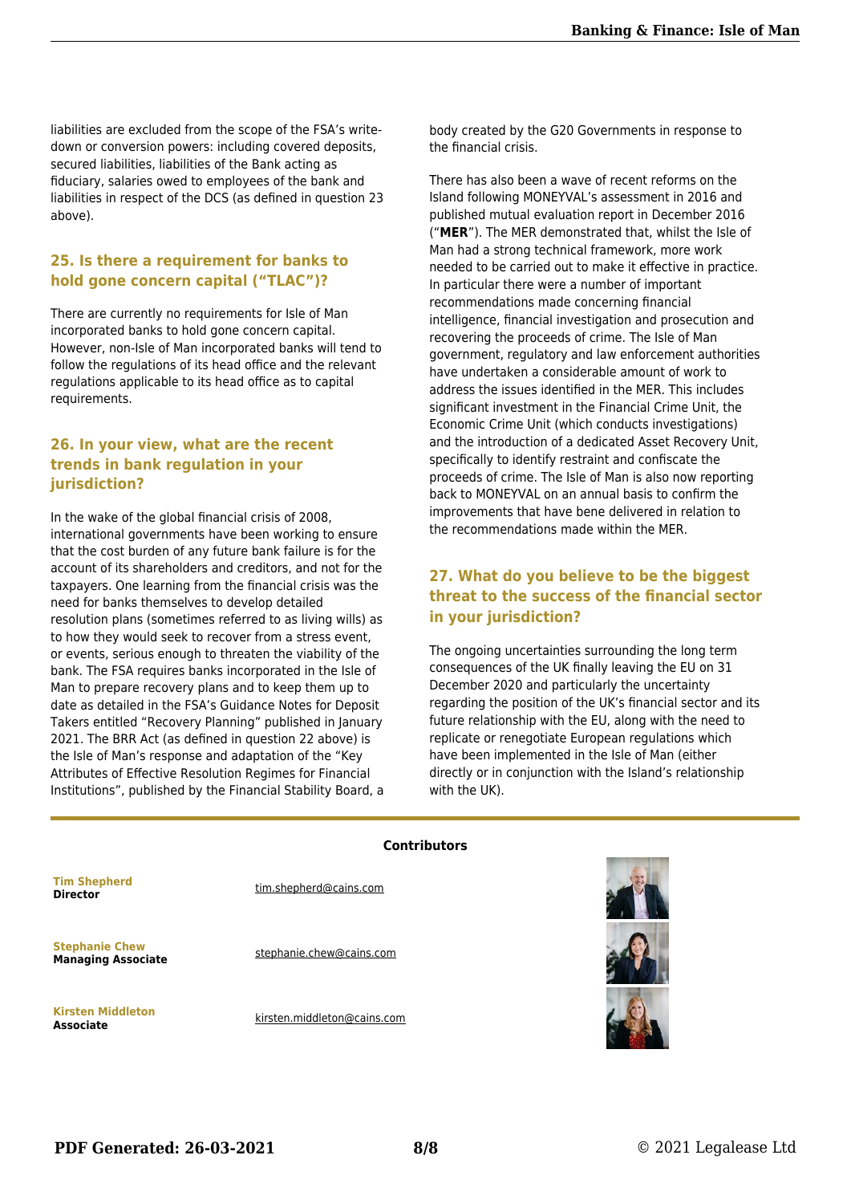liabilities are excluded from the scope of the FSA's write-down or conversion powers: including covered deposits, secured liabilities, liabilities of the Bank acting as fiduciary, salaries owed to employees of the bank and liabilities in respect of the DCS (as defined in question 23 above).

## 25. Is there a requirement for banks to hold gone concern capital ("TLAC")?

There are currently no requirements for Isle of Man incorporated banks to hold gone concern capital. However, non-Isle of Man incorporated banks will tend to follow the regulations of its head office and the relevant regulations applicable to its head office as to capital requirements.

## 26. In your view, what are the recent trends in bank regulation in your jurisdiction?

In the wake of the global financial crisis of 2008, international governments have been working to ensure that the cost burden of any future bank failure is for the account of its shareholders and creditors, and not for the taxpayers. One learning from the financial crisis was the need for banks themselves to develop detailed resolution plans (sometimes referred to as living wills) as to how they would seek to recover from a stress event, or events, serious enough to threaten the viability of the bank. The FSA requires banks incorporated in the Isle of Man to prepare recovery plans and to keep them up to date as detailed in the FSA's Guidance Notes for Deposit Takers entitled "Recovery Planning" published in January 2021. The BRR Act (as defined in question 22 above) is the Isle of Man's response and adaptation of the "Key Attributes of Effective Resolution Regimes for Financial Institutions", published by the Financial Stability Board, a body created by the G20 Governments in response to the financial crisis.

There has also been a wave of recent reforms on the Island following MONEYVAL's assessment in 2016 and published mutual evaluation report in December 2016 ("**MER**"). The MER demonstrated that, whilst the Isle of Man had a strong technical framework, more work needed to be carried out to make it effective in practice. In particular there were a number of important recommendations made concerning financial intelligence, financial investigation and prosecution and recovering the proceeds of crime. The Isle of Man government, regulatory and law enforcement authorities have undertaken a considerable amount of work to address the issues identified in the MER. This includes significant investment in the Financial Crime Unit, the Economic Crime Unit (which conducts investigations) and the introduction of a dedicated Asset Recovery Unit, specifically to identify restraint and confiscate the proceeds of crime. The Isle of Man is also now reporting back to MONEYVAL on an annual basis to confirm the improvements that have bene delivered in relation to the recommendations made within the MER.

## 27. What do you believe to be the biggest threat to the success of the financial sector in your jurisdiction?

The ongoing uncertainties surrounding the long term consequences of the UK finally leaving the EU on 31 December 2020 and particularly the uncertainty regarding the position of the UK's financial sector and its future relationship with the EU, along with the need to replicate or renegotiate European regulations which have been implemented in the Isle of Man (either directly or in conjunction with the Island's relationship with the UK).

**Contributors**

**Tim Shepherd**
**Director**
tim.shepherd@cains.com

**Stephanie Chew**
**Managing Associate**
stephanie.chew@cains.com

**Kirsten Middleton**
**Associate**
kirsten.middleton@cains.com